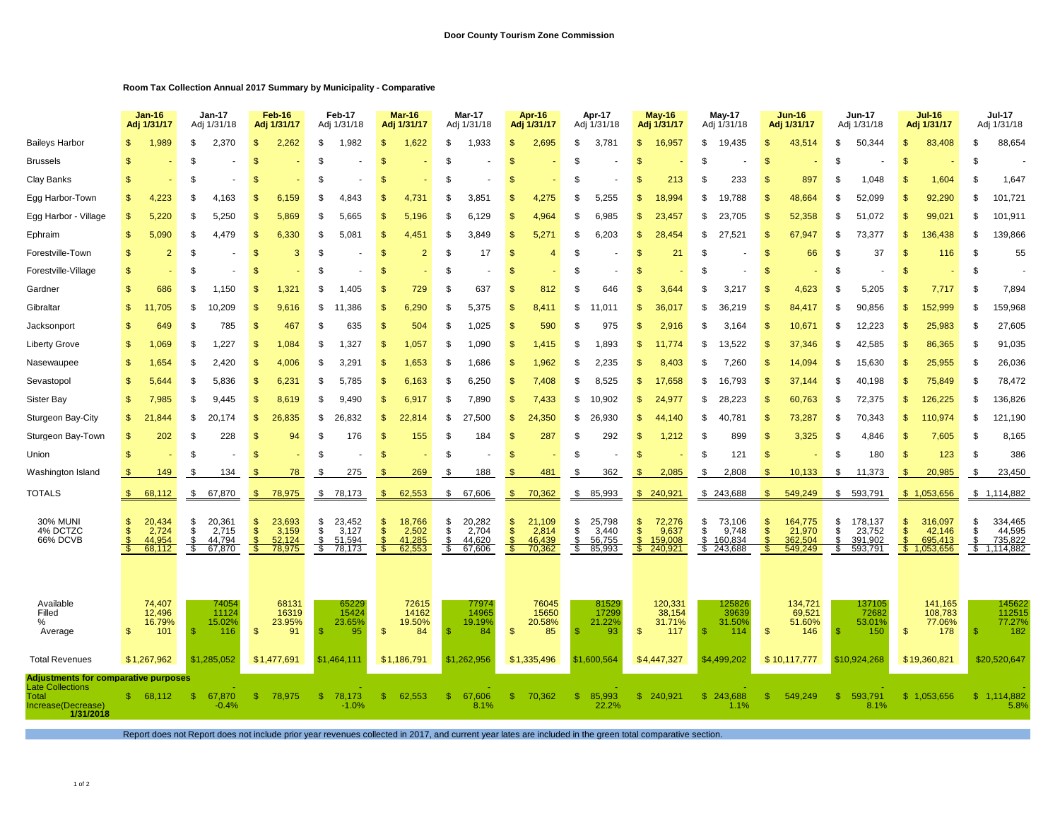**Door County Tourism Zone Commission**

**Room Tax Collection Annual 2017 Summary by Municipality - Comparative**

| | Jan-16 Adj 1/31/17 | Jan-17 Adj 1/31/18 | Feb-16 Adj 1/31/17 | Feb-17 Adj 1/31/18 | Mar-16 Adj 1/31/17 | Mar-17 Adj 1/31/18 | Apr-16 Adj 1/31/17 | Apr-17 Adj 1/31/18 | May-16 Adj 1/31/17 | May-17 Adj 1/31/18 | Jun-16 Adj 1/31/17 | Jun-17 Adj 1/31/18 | Jul-16 Adj 1/31/17 | Jul-17 Adj 1/31/18 |
|---|---|---|---|---|---|---|---|---|---|---|---|---|---|---|
| Baileys Harbor | $ 1,989 | $ 2,370 | $ 2,262 | $ 1,982 | $ 1,622 | $ 1,933 | $ 2,695 | $ 3,781 | $ 16,957 | $ 19,435 | $ 43,514 | $ 50,344 | $ 83,408 | $ 88,654 |
| Brussels | $ - | $ - | $ - | $ - | $ - | $ - | $ - | $ - | $ - | $ - | $ - | $ - | $ - | $ - |
| Clay Banks | $ - | $ - | $ - | $ - | $ - | $ - | $ - | $ - | $ 213 | $ 233 | $ 897 | $ 1,048 | $ 1,604 | $ 1,647 |
| Egg Harbor-Town | $ 4,223 | $ 4,163 | $ 6,159 | $ 4,843 | $ 4,731 | $ 3,851 | $ 4,275 | $ 5,255 | $ 18,994 | $ 19,788 | $ 48,664 | $ 52,099 | $ 92,290 | $ 101,721 |
| Egg Harbor - Village | $ 5,220 | $ 5,250 | $ 5,869 | $ 5,665 | $ 5,196 | $ 6,129 | $ 4,964 | $ 6,985 | $ 23,457 | $ 23,705 | $ 52,358 | $ 51,072 | $ 99,021 | $ 101,911 |
| Ephraim | $ 5,090 | $ 4,479 | $ 6,330 | $ 5,081 | $ 4,451 | $ 3,849 | $ 5,271 | $ 6,203 | $ 28,454 | $ 27,521 | $ 67,947 | $ 73,377 | $ 136,438 | $ 139,866 |
| Forestville-Town | $ 2 | $ - | $ 3 | $ - | $ 2 | $ 17 | $ 4 | $ - | $ 21 | $ - | $ 66 | $ 37 | $ 116 | $ 55 |
| Forestville-Village | $ - | $ - | $ - | $ - | $ - | $ - | $ - | $ - | $ - | $ - | $ - | $ - | $ - | $ - |
| Gardner | $ 686 | $ 1,150 | $ 1,321 | $ 1,405 | $ 729 | $ 637 | $ 812 | $ 646 | $ 3,644 | $ 3,217 | $ 4,623 | $ 5,205 | $ 7,717 | $ 7,894 |
| Gibraltar | $ 11,705 | $ 10,209 | $ 9,616 | $ 11,386 | $ 6,290 | $ 5,375 | $ 8,411 | $ 11,011 | $ 36,017 | $ 36,219 | $ 84,417 | $ 90,856 | $ 152,999 | $ 159,968 |
| Jacksonport | $ 649 | $ 785 | $ 467 | $ 635 | $ 504 | $ 1,025 | $ 590 | $ 975 | $ 2,916 | $ 3,164 | $ 10,671 | $ 12,223 | $ 25,983 | $ 27,605 |
| Liberty Grove | $ 1,069 | $ 1,227 | $ 1,084 | $ 1,327 | $ 1,057 | $ 1,090 | $ 1,415 | $ 1,893 | $ 11,774 | $ 13,522 | $ 37,346 | $ 42585 | $ 86,365 | $ 91,035 |
| Nasewaupee | $ 1,654 | $ 2,420 | $ 4,006 | $ 3,291 | $ 1,653 | $ 1,686 | $ 1,962 | $ 2,235 | $ 8,403 | $ 7,260 | $ 14,094 | $ 15,630 | $ 25,955 | $ 26,036 |
| Sevastopol | $ 5,644 | $ 5,836 | $ 6,231 | $ 5,785 | $ 6,163 | $ 6,250 | $ 7,408 | $ 8,525 | $ 17,658 | $ 16,793 | $ 37,144 | $ 40,198 | $ 75,849 | $ 78,472 |
| Sister Bay | $ 7,985 | $ 9,445 | $ 8,619 | $ 9,490 | $ 6,917 | $ 7,890 | $ 7,433 | $ 10,902 | $ 24,977 | $ 28,223 | $ 60,763 | $ 72,375 | $ 126,225 | $ 136,826 |
| Sturgeon Bay-City | $ 21,844 | $ 20,174 | $ 26,835 | $ 26,832 | $ 22,814 | $ 27,500 | $ 24,350 | $ 26,930 | $ 44,140 | $ 40,781 | $ 73,287 | $ 70,343 | $ 110,974 | $ 121,190 |
| Sturgeon Bay-Town | $ 202 | $ 228 | $ 94 | $ 176 | $ 155 | $ 184 | $ 287 | $ 292 | $ 1,212 | $ 899 | $ 3,325 | $ 4,846 | $ 7,605 | $ 8,165 |
| Union | $ - | $ - | $ - | $ - | $ - | $ - | $ - | $ - | $ - | $ 121 | $ - | $ 180 | $ 123 | $ 386 |
| Washington Island | $ 149 | $ 134 | $ 78 | $ 275 | $ 269 | $ 188 | $ 481 | $ 362 | $ 2,085 | $ 2,808 | $ 10,133 | $ 11,373 | $ 20,985 | $ 23,450 |
| TOTALS | $ 68,112 | $ 67,870 | $ 78,975 | $ 78,173 | $ 62,553 | $ 67,606 | $ 70,362 | $ 85,993 | $ 240,921 | $ 243,688 | $ 549,249 | $ 593,791 | $ 1,053,656 | $ 1,114,882 |
| 30% MUNI | $ 20,434 | $ 20,361 | $ 23,693 | $ 23,452 | $ 18,766 | $ 20,282 | $ 21,109 | $ 25,798 | $ 72,276 | $ 73,106 | $ 164,775 | $ 178,137 | $ 316,097 | $ 334,465 |
| 4% DCTZC | $ 2,724 | $ 2,715 | $ 3,159 | $ 3,127 | $ 2,502 | $ 2,704 | $ 2,814 | $ 3,440 | $ 9,637 | $ 9,748 | $ 21,970 | $ 23,752 | $ 42,146 | $ 44,595 |
| 66% DCVB | $ 44,954 | $ 44,794 | $ 52,124 | $ 51,594 | $ 41,285 | $ 44,620 | $ 46,439 | $ 56,755 | $ 159,008 | $ 160,834 | $ 362,504 | $ 391,902 | $ 695,413 | $ 735,822 |
| | $ 68,112 | $ 67,870 | $ 78,975 | $ 78,173 | $ 62,553 | $ 67,606 | $ 70,362 | $ 85,993 | $ 240,921 | $ 243,688 | $ 549,249 | $ 593,791 | $ 1,053,656 | $ 1,114,882 |
| Available | 74,407 | 74054 | 68131 | 65229 | 72615 | 77974 | 76045 | 81529 | 120,331 | 125826 | 134,721 | 137105 | 141,165 | 145622 |
| Filled | 12,496 | 11124 | 16319 | 15424 | 14162 | 14965 | 15650 | 17299 | 38,154 | 39639 | 69,521 | 72682 | 108,783 | 112515 |
| % | 16.79% | 15.02% | 23.95% | 23.65% | 19.50% | 19.19% | 20.58% | 21.22% | 31.71% | 31.50% | 51.60% | 53.01% | 77.06% | 77.27% |
| Average | $ 101 | $ 116 | $ 91 | $ 95 | $ 84 | $ 84 | $ 85 | $ 93 | $ 117 | $ 114 | $ 146 | $ 150 | $ 178 | $ 182 |
| Total Revenues | $1,267,962 | $1,285,052 | $1,477,691 | $1,464,111 | $1,186,791 | $1,262,956 | $1,335,496 | $1,600,564 | $4,447,327 | $4,499,202 | $10,117,777 | $10,924,268 | $19,360,821 | $20,520,647 |
| **Adjustments for comparative purposes** | | | | | | | | | | | | | | |
| Late Collections | | - | | - | | - | | - | | - | | - | | - |
| Total | $ 68,112 | $ 67,870 | $ 78,975 | $ 78,173 | $ 62,553 | $ 67,606 | $ 70,362 | $ 85,993 | $ 240,921 | $ 243,688 | $ 549,249 | $ 593,791 | $ 1,053,656 | $ 1,114,882 |
| Increase(Decrease) 1/31/2018 | | -0.4% | | -1.0% | | 8.1% | | 22.2% | | 1.1% | | 8.1% | | 5.8% |

Report does not Report does not include prior year revenues collected in 2017, and current year lates are included in the green total comparative section.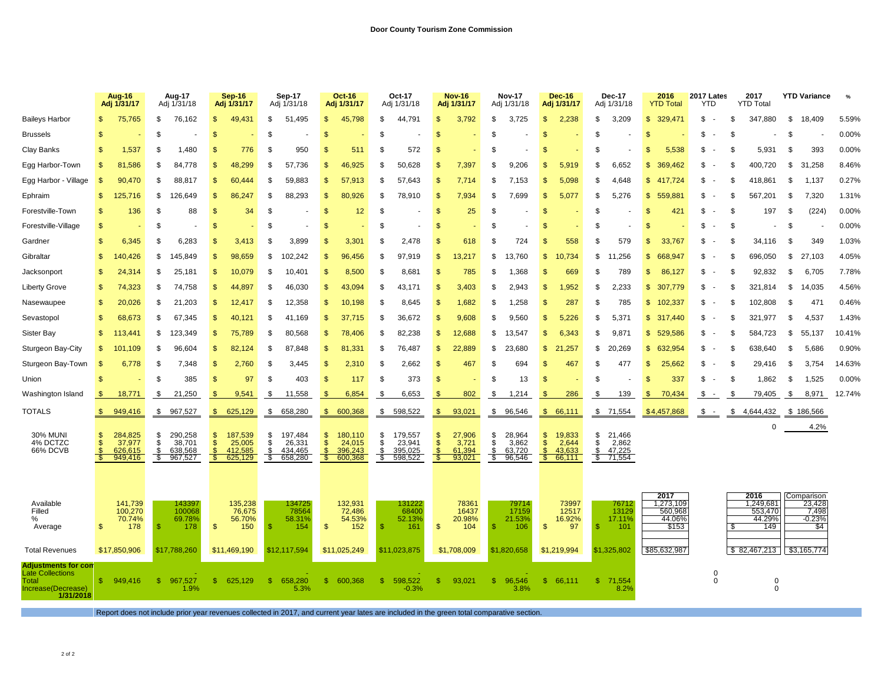# Door County Tourism Zone Commission

| | Aug-16 Adj 1/31/17 | Aug-17 Adj 1/31/18 | Sep-16 Adj 1/31/17 | Sep-17 Adj 1/31/18 | Oct-16 Adj 1/31/17 | Oct-17 Adj 1/31/18 | Nov-16 Adj 1/31/17 | Nov-17 Adj 1/31/18 | Dec-16 Adj 1/31/17 | Dec-17 Adj 1/31/18 | 2016 YTD Total | 2017 Lates YTD | 2017 YTD Total | YTD Variance | % |
|---|---|---|---|---|---|---|---|---|---|---|---|---|---|---|---|
| Baileys Harbor | $ 75,765 | $ 76,162 | $ 49,431 | $ 51,495 | $ 45,798 | $ 44,791 | $ 3,792 | $ 3,725 | $ 2,238 | $ 3,209 | $ 329,471 | $ - | $ 347,880 | $ 18,409 | 5.59% |
| Brussels | $ - | $ - | $ - | $ - | $ - | $ - | $ - | $ - | $ - | $ - | $ - | $ - | $ - | $ - | 0.00% |
| Clay Banks | $ 1,537 | $ 1,480 | $ 776 | $ 950 | $ 511 | $ 572 | $ - | $ - | $ - | $ - | $ 5,538 | $ - | $ 5,931 | $ 393 | 0.00% |
| Egg Harbor-Town | $ 81,586 | $ 84,778 | $ 48,299 | $ 57,736 | $ 46,925 | $ 50,628 | $ 7,397 | $ 9,206 | $ 5,919 | $ 6,652 | $ 369,462 | $ - | $ 400,720 | $ 31,258 | 8.46% |
| Egg Harbor - Village | $ 90,470 | $ 88,817 | $ 60,444 | $ 59,883 | $ 57,913 | $ 57,643 | $ 7,714 | $ 7,153 | $ 5,098 | $ 4,648 | $ 417,724 | $ - | $ 418,861 | $ 1,137 | 0.27% |
| Ephraim | $ 125,716 | $ 126,649 | $ 86,247 | $ 88,293 | $ 80,926 | $ 78,910 | $ 7,934 | $ 7,699 | $ 5,077 | $ 5,276 | $ 559,881 | $ - | $ 567,201 | $ 7,320 | 1.31% |
| Forestville-Town | $ 136 | $ 88 | $ 34 | $ - | $ 12 | $ - | $ 25 | $ - | $ - | $ - | $ 421 | $ - | $ 197 | $ (224) | 0.00% |
| Forestville-Village | $ - | $ - | $ - | $ - | $ - | $ - | $ - | $ - | $ - | $ - | $ - | $ - | $ - | $ - | 0.00% |
| Gardner | $ 6,345 | $ 6,283 | $ 3,413 | $ 3,899 | $ 3,301 | $ 2,478 | $ 618 | $ 724 | $ 558 | $ 579 | $ 33,767 | $ - | $ 34,116 | $ 349 | 1.03% |
| Gibraltar | $ 140,426 | $ 145,849 | $ 98,659 | $ 102,242 | $ 96,456 | $ 97,919 | $ 13,217 | $ 13,760 | $ 10,734 | $ 11,256 | $ 668,947 | $ - | $ 696,050 | $ 27,103 | 4.05% |
| Jacksonport | $ 24,314 | $ 25,181 | $ 10,079 | $ 10,401 | $ 8,500 | $ 8,681 | $ 785 | $ 1,368 | $ 669 | $ 789 | $ 86,127 | $ - | $ 92,832 | $ 6,705 | 7.78% |
| Liberty Grove | $ 74,323 | $ 74,758 | $ 44,897 | $ 46,030 | $ 43,094 | $ 43,171 | $ 3,403 | $ 2,943 | $ 1,952 | $ 2,233 | $ 307,779 | $ - | $ 321,814 | $ 14,035 | 4.56% |
| Nasewaupee | $ 20,026 | $ 21,203 | $ 12,417 | $ 12,358 | $ 10,198 | $ 8,645 | $ 1,682 | $ 1,258 | $ 287 | $ 785 | $ 102,337 | $ - | $ 102,808 | $ 471 | 0.46% |
| Sevastopol | $ 68,673 | $ 67,345 | $ 40,121 | $ 41,169 | $ 37,715 | $ 36,672 | $ 9,608 | $ 9,560 | $ 5,226 | $ 5,371 | $ 317,440 | $ - | $ 321,977 | $ 4,537 | 1.43% |
| Sister Bay | $ 113,441 | $ 123,349 | $ 75,789 | $ 80,568 | $ 78,406 | $ 82,238 | $ 12,688 | $ 13,547 | $ 6,343 | $ 9,871 | $ 529,586 | $ - | $ 584,723 | $ 55,137 | 10.41% |
| Sturgeon Bay-City | $ 101,109 | $ 96,604 | $ 82,124 | $ 87,848 | $ 81,331 | $ 76,487 | $ 22,889 | $ 23,680 | $ 21,257 | $ 20,269 | $ 632,954 | $ - | $ 638,640 | $ 5,686 | 0.90% |
| Sturgeon Bay-Town | $ 6,778 | $ 7,348 | $ 2,760 | $ 3,445 | $ 2,310 | $ 2,662 | $ 467 | $ 694 | $ 467 | $ 477 | $ 25,662 | $ - | $ 29,416 | $ 3,754 | 14.63% |
| Union | $ - | $ 385 | $ 97 | $ 403 | $ 117 | $ 373 | $ - | $ 13 | $ - | $ - | $ 337 | $ - | $ 1,862 | $ 1,525 | 0.00% |
| Washington Island | $ 18,771 | $ 21,250 | $ 9,541 | $ 11,558 | $ 6,854 | $ 6,653 | $ 802 | $ 1,214 | $ 286 | $ 139 | $ 70,434 | $ - | $ 79,405 | $ 8,971 | 12.74% |
| TOTALS | $ 949,416 | $ 967,527 | $ 625,129 | $ 658,280 | $ 600,368 | $ 598,522 | $ 93,021 | $ 96,546 | $ 66,111 | $ 71,554 | $4,457,868 | $ - | $ 4,644,432 | $ 186,566 | |
| | | | | | | | | | | | | | 0 | 4.2% | |
| 30% MUNI | $ 284,825 | $ 290,258 | $ 187,539 | $ 197,484 | $ 180,110 | $ 179,557 | $ 27,906 | $ 28,964 | $ 19,833 | $ 21,466 | | | | | |
| 4% DCTZC | $ 37,977 | $ 38,701 | $ 25,005 | $ 26,331 | $ 24,015 | $ 23,941 | $ 3,721 | $ 3,862 | $ 2,644 | $ 2,862 | | | | | |
| 66% DCVB | $ 626,615 | $ 638,568 | $ 412,585 | $ 434,465 | $ 396,243 | $ 395,025 | $ 61,394 | $ 63,720 | $ 43,633 | $ 47,225 | | | | | |
| | $ 949,416 | $ 967,527 | $ 625,129 | $ 658,280 | $ 600,368 | $ 598,522 | $ 93,021 | $ 96,546 | $ 66,111 | $ 71,554 | | | | | |
| | | | | | | | | | | | 2017 | | 2016 | Comparison | |
| Available | 141,739 | 143397 | 135,238 | 134725 | 132,931 | 131222 | 78361 | 79714 | 73997 | 76712 | 1,273,109 | | 1,249,681 | 23,428 | |
| Filled | 100,270 | 100068 | 76,675 | 78564 | 72,486 | 68400 | 16437 | 17159 | 12517 | 13129 | 560,968 | | 553,470 | 7,498 | |
| % | 70.74% | 69.78% | 56.70% | 58.31% | 54.53% | 52.13% | 20.98% | 21.53% | 16.92% | 17.11% | 44.06% | | 44.29% | -0.23% | |
| Average | $ 178 | $ 178 | $ 150 | $ 154 | $ 152 | $ 161 | $ 104 | $ 106 | $ 97 | $ 101 | $153 | | $ 149 | $4 | |
| Total Revenues | $17,850,906 | $17,788,260 | $11,469,190 | $12,117,594 | $11,025,249 | $11,023,875 | $1,708,009 | $1,820,658 | $1,219,994 | $1,325,802 | $85,632,987 | | $ 82,467,213 | $3,165,774 | |
| Adjustments for com | | | | | | | | | | | | | | | |
| Late Collections | | - | | - | | - | | - | | - | | 0 | | | |
| Total | $ 949,416 | $ 967,527 | $ 625,129 | $ 658,280 | $ 600,368 | $ 598,522 | $ 93,021 | $ 96,546 | $ 66,111 | $ 71,554 | | 0 | 0 | | |
| Increase(Decrease) 1/31/2018 | | 1.9% | | 5.3% | | -0.3% | | 3.8% | | 8.2% | | | 0 | | |

Report does not include prior year revenues collected in 2017, and current year lates are included in the green total comparative section.